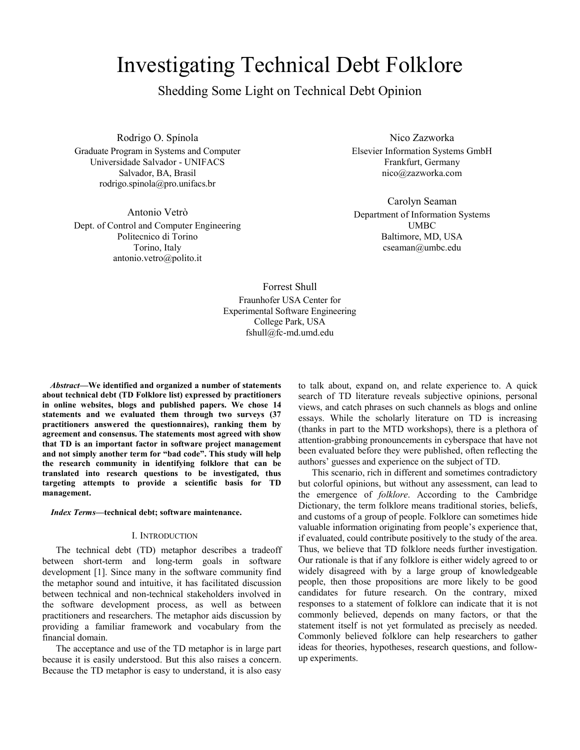# Investigating Technical Debt Folklore

## Shedding Some Light on Technical Debt Opinion

Rodrigo O. Spínola
Graduate Program in Systems and Computer
Universidade Salvador - UNIFACS
Salvador, BA, Brasil
rodrigo.spinola@pro.unifacs.br

Nico Zazworka
Elsevier Information Systems GmbH
Frankfurt, Germany
nico@zazworka.com

Antonio Vetrò
Dept. of Control and Computer Engineering
Politecnico di Torino
Torino, Italy
antonio.vetro@polito.it

Carolyn Seaman
Department of Information Systems
UMBC
Baltimore, MD, USA
cseaman@umbc.edu

Forrest Shull
Fraunhofer USA Center for
Experimental Software Engineering
College Park, USA
fshull@fc-md.umd.edu

***Abstract*—We identified and organized a number of statements about technical debt (TD Folklore list) expressed by practitioners in online websites, blogs and published papers. We chose 14 statements and we evaluated them through two surveys (37 practitioners answered the questionnaires), ranking them by agreement and consensus. The statements most agreed with show that TD is an important factor in software project management and not simply another term for "bad code". This study will help the research community in identifying folklore that can be translated into research questions to be investigated, thus targeting attempts to provide a scientific basis for TD management.**

***Index Terms*—technical debt; software maintenance.**

### I. Introduction

The technical debt (TD) metaphor describes a tradeoff between short-term and long-term goals in software development [1]. Since many in the software community find the metaphor sound and intuitive, it has facilitated discussion between technical and non-technical stakeholders involved in the software development process, as well as between practitioners and researchers. The metaphor aids discussion by providing a familiar framework and vocabulary from the financial domain.

The acceptance and use of the TD metaphor is in large part because it is easily understood. But this also raises a concern. Because the TD metaphor is easy to understand, it is also easy to talk about, expand on, and relate experience to. A quick search of TD literature reveals subjective opinions, personal views, and catch phrases on such channels as blogs and online essays. While the scholarly literature on TD is increasing (thanks in part to the MTD workshops), there is a plethora of attention-grabbing pronouncements in cyberspace that have not been evaluated before they were published, often reflecting the authors' guesses and experience on the subject of TD.

This scenario, rich in different and sometimes contradictory but colorful opinions, but without any assessment, can lead to the emergence of *folklore*. According to the Cambridge Dictionary, the term folklore means traditional stories, beliefs, and customs of a group of people. Folklore can sometimes hide valuable information originating from people's experience that, if evaluated, could contribute positively to the study of the area. Thus, we believe that TD folklore needs further investigation. Our rationale is that if any folklore is either widely agreed to or widely disagreed with by a large group of knowledgeable people, then those propositions are more likely to be good candidates for future research. On the contrary, mixed responses to a statement of folklore can indicate that it is not commonly believed, depends on many factors, or that the statement itself is not yet formulated as precisely as needed. Commonly believed folklore can help researchers to gather ideas for theories, hypotheses, research questions, and follow-up experiments.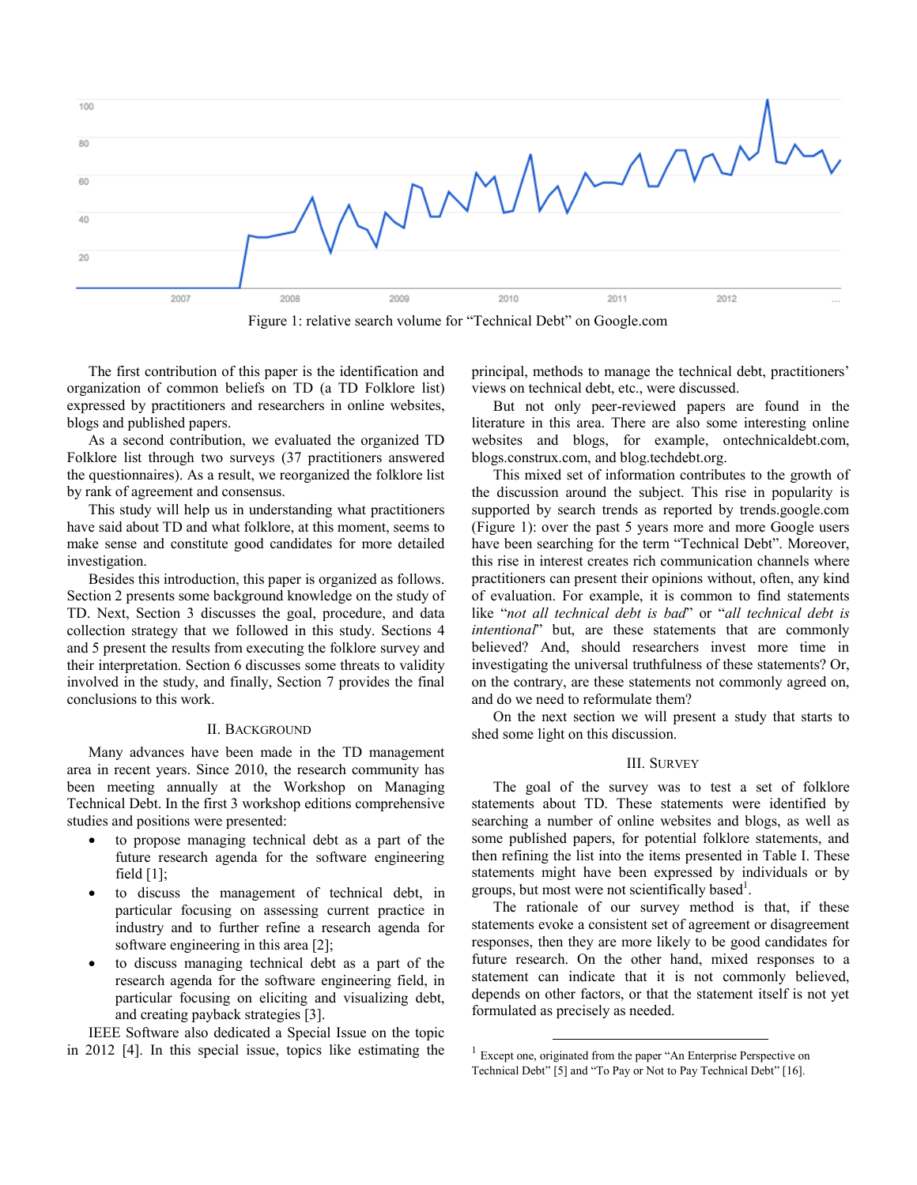Figure 1: relative search volume for "Technical Debt" on Google.com

The first contribution of this paper is the identification and organization of common beliefs on TD (a TD Folklore list) expressed by practitioners and researchers in online websites, blogs and published papers.

As a second contribution, we evaluated the organized TD Folklore list through two surveys (37 practitioners answered the questionnaires). As a result, we reorganized the folklore list by rank of agreement and consensus.

This study will help us in understanding what practitioners have said about TD and what folklore, at this moment, seems to make sense and constitute good candidates for more detailed investigation.

Besides this introduction, this paper is organized as follows. Section 2 presents some background knowledge on the study of TD. Next, Section 3 discusses the goal, procedure, and data collection strategy that we followed in this study. Sections 4 and 5 present the results from executing the folklore survey and their interpretation. Section 6 discusses some threats to validity involved in the study, and finally, Section 7 provides the final conclusions to this work.

## II. Background

Many advances have been made in the TD management area in recent years. Since 2010, the research community has been meeting annually at the Workshop on Managing Technical Debt. In the first 3 workshop editions comprehensive studies and positions were presented:

- to propose managing technical debt as a part of the future research agenda for the software engineering field [1];
- to discuss the management of technical debt, in particular focusing on assessing current practice in industry and to further refine a research agenda for software engineering in this area [2];
- to discuss managing technical debt as a part of the research agenda for the software engineering field, in particular focusing on eliciting and visualizing debt, and creating payback strategies [3].

IEEE Software also dedicated a Special Issue on the topic in 2012 [4]. In this special issue, topics like estimating the principal, methods to manage the technical debt, practitioners' views on technical debt, etc., were discussed.

But not only peer-reviewed papers are found in the literature in this area. There are also some interesting online websites and blogs, for example, ontechnicaldebt.com, blogs.construx.com, and blog.techdebt.org.

This mixed set of information contributes to the growth of the discussion around the subject. This rise in popularity is supported by search trends as reported by trends.google.com (Figure 1): over the past 5 years more and more Google users have been searching for the term "Technical Debt". Moreover, this rise in interest creates rich communication channels where practitioners can present their opinions without, often, any kind of evaluation. For example, it is common to find statements like "*not all technical debt is bad*" or "*all technical debt is intentional*" but, are these statements that are commonly believed? And, should researchers invest more time in investigating the universal truthfulness of these statements? Or, on the contrary, are these statements not commonly agreed on, and do we need to reformulate them?

On the next section we will present a study that starts to shed some light on this discussion.

## III. Survey

The goal of the survey was to test a set of folklore statements about TD. These statements were identified by searching a number of online websites and blogs, as well as some published papers, for potential folklore statements, and then refining the list into the items presented in Table I. These statements might have been expressed by individuals or by groups, but most were not scientifically based[1].

The rationale of our survey method is that, if these statements evoke a consistent set of agreement or disagreement responses, then they are more likely to be good candidates for future research. On the other hand, mixed responses to a statement can indicate that it is not commonly believed, depends on other factors, or that the statement itself is not yet formulated as precisely as needed.

[1] Except one, originated from the paper "An Enterprise Perspective on Technical Debt" [5] and "To Pay or Not to Pay Technical Debt" [16].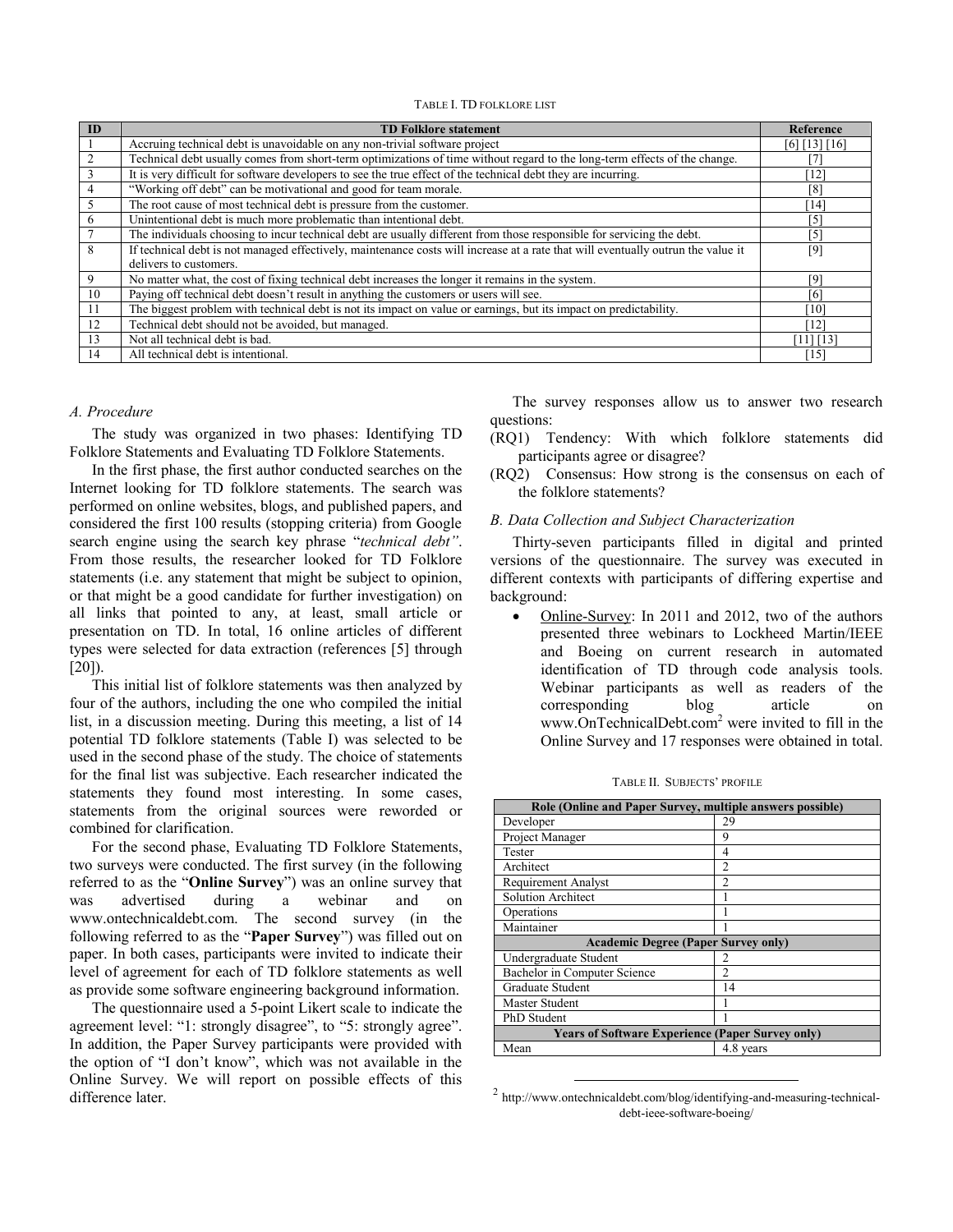TABLE I. TD FOLKLORE LIST

| ID | TD Folklore statement | Reference |
|---|---|---|
| 1 | Accruing technical debt is unavoidable on any non-trivial software project | [6] [13] [16] |
| 2 | Technical debt usually comes from short-term optimizations of time without regard to the long-term effects of the change. | [7] |
| 3 | It is very difficult for software developers to see the true effect of the technical debt they are incurring. | [12] |
| 4 | "Working off debt" can be motivational and good for team morale. | [8] |
| 5 | The root cause of most technical debt is pressure from the customer. | [14] |
| 6 | Unintentional debt is much more problematic than intentional debt. | [5] |
| 7 | The individuals choosing to incur technical debt are usually different from those responsible for servicing the debt. | [5] |
| 8 | If technical debt is not managed effectively, maintenance costs will increase at a rate that will eventually outrun the value it delivers to customers. | [9] |
| 9 | No matter what, the cost of fixing technical debt increases the longer it remains in the system. | [9] |
| 10 | Paying off technical debt doesn't result in anything the customers or users will see. | [6] |
| 11 | The biggest problem with technical debt is not its impact on value or earnings, but its impact on predictability. | [10] |
| 12 | Technical debt should not be avoided, but managed. | [12] |
| 13 | Not all technical debt is bad. | [11] [13] |
| 14 | All technical debt is intentional. | [15] |

### *A. Procedure*

The study was organized in two phases: Identifying TD Folklore Statements and Evaluating TD Folklore Statements.

In the first phase, the first author conducted searches on the Internet looking for TD folklore statements. The search was performed on online websites, blogs, and published papers, and considered the first 100 results (stopping criteria) from Google search engine using the search key phrase "*technical debt"*. From those results, the researcher looked for TD Folklore statements (i.e. any statement that might be subject to opinion, or that might be a good candidate for further investigation) on all links that pointed to any, at least, small article or presentation on TD. In total, 16 online articles of different types were selected for data extraction (references [5] through [20]).

This initial list of folklore statements was then analyzed by four of the authors, including the one who compiled the initial list, in a discussion meeting. During this meeting, a list of 14 potential TD folklore statements (Table I) was selected to be used in the second phase of the study. The choice of statements for the final list was subjective. Each researcher indicated the statements they found most interesting. In some cases, statements from the original sources were reworded or combined for clarification.

For the second phase, Evaluating TD Folklore Statements, two surveys were conducted. The first survey (in the following referred to as the "**Online Survey**") was an online survey that was advertised during a webinar and on www.ontechnicaldebt.com. The second survey (in the following referred to as the "**Paper Survey**") was filled out on paper. In both cases, participants were invited to indicate their level of agreement for each of TD folklore statements as well as provide some software engineering background information.

The questionnaire used a 5-point Likert scale to indicate the agreement level: "1: strongly disagree", to "5: strongly agree". In addition, the Paper Survey participants were provided with the option of "I don't know", which was not available in the Online Survey. We will report on possible effects of this difference later.

The survey responses allow us to answer two research questions:

(RQ1) Tendency: With which folklore statements did participants agree or disagree?

(RQ2) Consensus: How strong is the consensus on each of the folklore statements?

### *B. Data Collection and Subject Characterization*

Thirty-seven participants filled in digital and printed versions of the questionnaire. The survey was executed in different contexts with participants of differing expertise and background:

- Online-Survey: In 2011 and 2012, two of the authors presented three webinars to Lockheed Martin/IEEE and Boeing on current research in automated identification of TD through code analysis tools. Webinar participants as well as readers of the corresponding blog article on www.OnTechnicalDebt.com[2] were invited to fill in the Online Survey and 17 responses were obtained in total.

TABLE II. SUBJECTS' PROFILE

| Role (Online and Paper Survey, multiple answers possible) | |
|---|---|
| Developer | 29 |
| Project Manager | 9 |
| Tester | 4 |
| Architect | 2 |
| Requirement Analyst | 2 |
| Solution Architect | 1 |
| Operations | 1 |
| Maintainer | 1 |
| **Academic Degree (Paper Survey only)** | |
| Undergraduate Student | 2 |
| Bachelor in Computer Science | 2 |
| Graduate Student | 14 |
| Master Student | 1 |
| PhD Student | 1 |
| **Years of Software Experience (Paper Survey only)** | |
| Mean | 4.8 years |

[2] http://www.ontechnicaldebt.com/blog/identifying-and-measuring-technical-debt-ieee-software-boeing/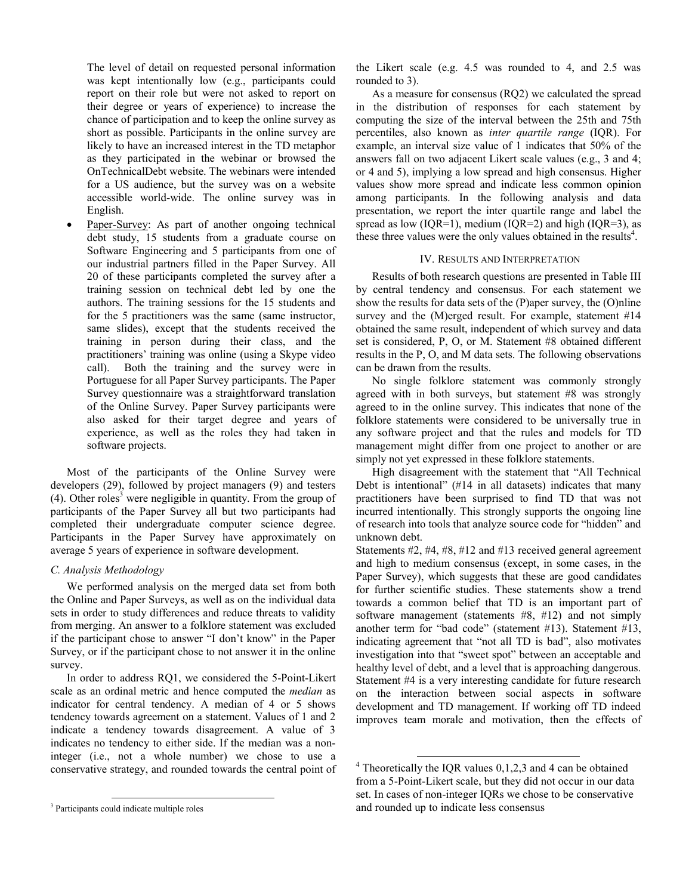The level of detail on requested personal information was kept intentionally low (e.g., participants could report on their role but were not asked to report on their degree or years of experience) to increase the chance of participation and to keep the online survey as short as possible. Participants in the online survey are likely to have an increased interest in the TD metaphor as they participated in the webinar or browsed the OnTechnicalDebt website. The webinars were intended for a US audience, but the survey was on a website accessible world-wide. The online survey was in English.

- Paper-Survey: As part of another ongoing technical debt study, 15 students from a graduate course on Software Engineering and 5 participants from one of our industrial partners filled in the Paper Survey. All 20 of these participants completed the survey after a training session on technical debt led by one the authors. The training sessions for the 15 students and for the 5 practitioners was the same (same instructor, same slides), except that the students received the training in person during their class, and the practitioners' training was online (using a Skype video call). Both the training and the survey were in Portuguese for all Paper Survey participants. The Paper Survey questionnaire was a straightforward translation of the Online Survey. Paper Survey participants were also asked for their target degree and years of experience, as well as the roles they had taken in software projects.

Most of the participants of the Online Survey were developers (29), followed by project managers (9) and testers (4). Other roles[3] were negligible in quantity. From the group of participants of the Paper Survey all but two participants had completed their undergraduate computer science degree. Participants in the Paper Survey have approximately on average 5 years of experience in software development.

### C. Analysis Methodology

We performed analysis on the merged data set from both the Online and Paper Surveys, as well as on the individual data sets in order to study differences and reduce threats to validity from merging. An answer to a folklore statement was excluded if the participant chose to answer "I don't know" in the Paper Survey, or if the participant chose to not answer it in the online survey.

In order to address RQ1, we considered the 5-Point-Likert scale as an ordinal metric and hence computed the *median* as indicator for central tendency. A median of 4 or 5 shows tendency towards agreement on a statement. Values of 1 and 2 indicate a tendency towards disagreement. A value of 3 indicates no tendency to either side. If the median was a non-integer (i.e., not a whole number) we chose to use a conservative strategy, and rounded towards the central point of the Likert scale (e.g. 4.5 was rounded to 4, and 2.5 was rounded to 3).

As a measure for consensus (RQ2) we calculated the spread in the distribution of responses for each statement by computing the size of the interval between the 25th and 75th percentiles, also known as *inter quartile range* (IQR). For example, an interval size value of 1 indicates that 50% of the answers fall on two adjacent Likert scale values (e.g., 3 and 4; or 4 and 5), implying a low spread and high consensus. Higher values show more spread and indicate less common opinion among participants. In the following analysis and data presentation, we report the inter quartile range and label the spread as low (IQR=1), medium (IQR=2) and high (IQR=3), as these three values were the only values obtained in the results[4].

## IV. Results and Interpretation

Results of both research questions are presented in Table III by central tendency and consensus. For each statement we show the results for data sets of the (P)aper survey, the (O)nline survey and the (M)erged result. For example, statement #14 obtained the same result, independent of which survey and data set is considered, P, O, or M. Statement #8 obtained different results in the P, O, and M data sets. The following observations can be drawn from the results.

No single folklore statement was commonly strongly agreed with in both surveys, but statement #8 was strongly agreed to in the online survey. This indicates that none of the folklore statements were considered to be universally true in any software project and that the rules and models for TD management might differ from one project to another or are simply not yet expressed in these folklore statements.

High disagreement with the statement that "All Technical Debt is intentional" (#14 in all datasets) indicates that many practitioners have been surprised to find TD that was not incurred intentionally. This strongly supports the ongoing line of research into tools that analyze source code for "hidden" and unknown debt.

Statements #2, #4, #8, #12 and #13 received general agreement and high to medium consensus (except, in some cases, in the Paper Survey), which suggests that these are good candidates for further scientific studies. These statements show a trend towards a common belief that TD is an important part of software management (statements #8, #12) and not simply another term for "bad code" (statement #13). Statement #13, indicating agreement that "not all TD is bad", also motivates investigation into that "sweet spot" between an acceptable and healthy level of debt, and a level that is approaching dangerous. Statement #4 is a very interesting candidate for future research on the interaction between social aspects in software development and TD management. If working off TD indeed improves team morale and motivation, then the effects of

[3] Participants could indicate multiple roles

[4] Theoretically the IQR values 0,1,2,3 and 4 can be obtained from a 5-Point-Likert scale, but they did not occur in our data set. In cases of non-integer IQRs we chose to be conservative and rounded up to indicate less consensus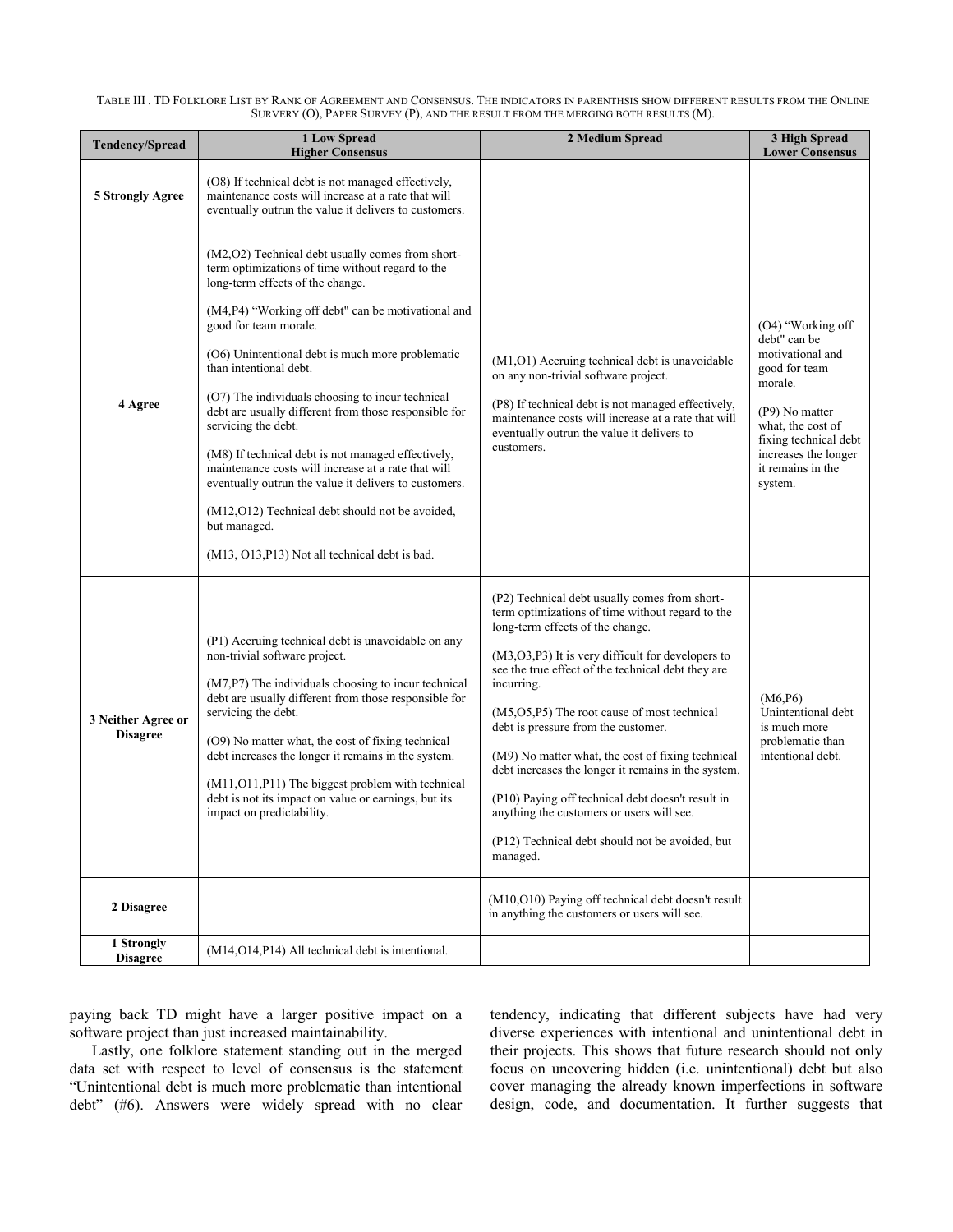TABLE III . TD FOLKLORE LIST BY RANK OF AGREEMENT AND CONSENSUS. THE INDICATORS IN PARENTHSIS SHOW DIFFERENT RESULTS FROM THE ONLINE SURVEY (O), PAPER SURVEY (P), AND THE RESULT FROM THE MERGING BOTH RESULTS (M).

| Tendency/Spread | 1 Low Spread Higher Consensus | 2 Medium Spread | 3 High Spread Lower Consensus |
|---|---|---|---|
| **5 Strongly Agree** | (O8) If technical debt is not managed effectively, maintenance costs will increase at a rate that will eventually outrun the value it delivers to customers. | | |
| **4 Agree** | (M2,O2) Technical debt usually comes from short-term optimizations of time without regard to the long-term effects of the change.<br><br>(M4,P4) "Working off debt" can be motivational and good for team morale.<br><br>(O6) Unintentional debt is much more problematic than intentional debt.<br><br>(O7) The individuals choosing to incur technical debt are usually different from those responsible for servicing the debt.<br><br>(M8) If technical debt is not managed effectively, maintenance costs will increase at a rate that will eventually outrun the value it delivers to customers.<br><br>(M12,O12) Technical debt should not be avoided, but managed.<br><br>(M13, O13,P13) Not all technical debt is bad. | (M1,O1) Accruing technical debt is unavoidable on any non-trivial software project.<br><br>(P8) If technical debt is not managed effectively, maintenance costs will increase at a rate that will eventually outrun the value it delivers to customers. | (O4) "Working off debt" can be motivational and good for team morale.<br><br>(P9) No matter what, the cost of fixing technical debt increases the longer it remains in the system. |
| **3 Neither Agree or Disagree** | (P1) Accruing technical debt is unavoidable on any non-trivial software project.<br><br>(M7,P7) The individuals choosing to incur technical debt are usually different from those responsible for servicing the debt.<br><br>(O9) No matter what, the cost of fixing technical debt increases the longer it remains in the system.<br><br>(M11,O11,P11) The biggest problem with technical debt is not its impact on value or earnings, but its impact on predictability. | (P2) Technical debt usually comes from short-term optimizations of time without regard to the long-term effects of the change.<br><br>(M3,O3,P3) It is very difficult for developers to see the true effect of the technical debt they are incurring.<br><br>(M5,O5,P5) The root cause of most technical debt is pressure from the customer.<br><br>(M9) No matter what, the cost of fixing technical debt increases the longer it remains in the system.<br><br>(P10) Paying off technical debt doesn't result in anything the customers or users will see.<br><br>(P12) Technical debt should not be avoided, but managed. | (M6,P6) Unintentional debt is much more problematic than intentional debt. |
| **2 Disagree** | | (M10,O10) Paying off technical debt doesn't result in anything the customers or users will see. | |
| **1 Strongly Disagree** | (M14,O14,P14) All technical debt is intentional. | | |

paying back TD might have a larger positive impact on a software project than just increased maintainability.

Lastly, one folklore statement standing out in the merged data set with respect to level of consensus is the statement "Unintentional debt is much more problematic than intentional debt" (#6). Answers were widely spread with no clear tendency, indicating that different subjects have had very diverse experiences with intentional and unintentional debt in their projects. This shows that future research should not only focus on uncovering hidden (i.e. unintentional) debt but also cover managing the already known imperfections in software design, code, and documentation. It further suggests that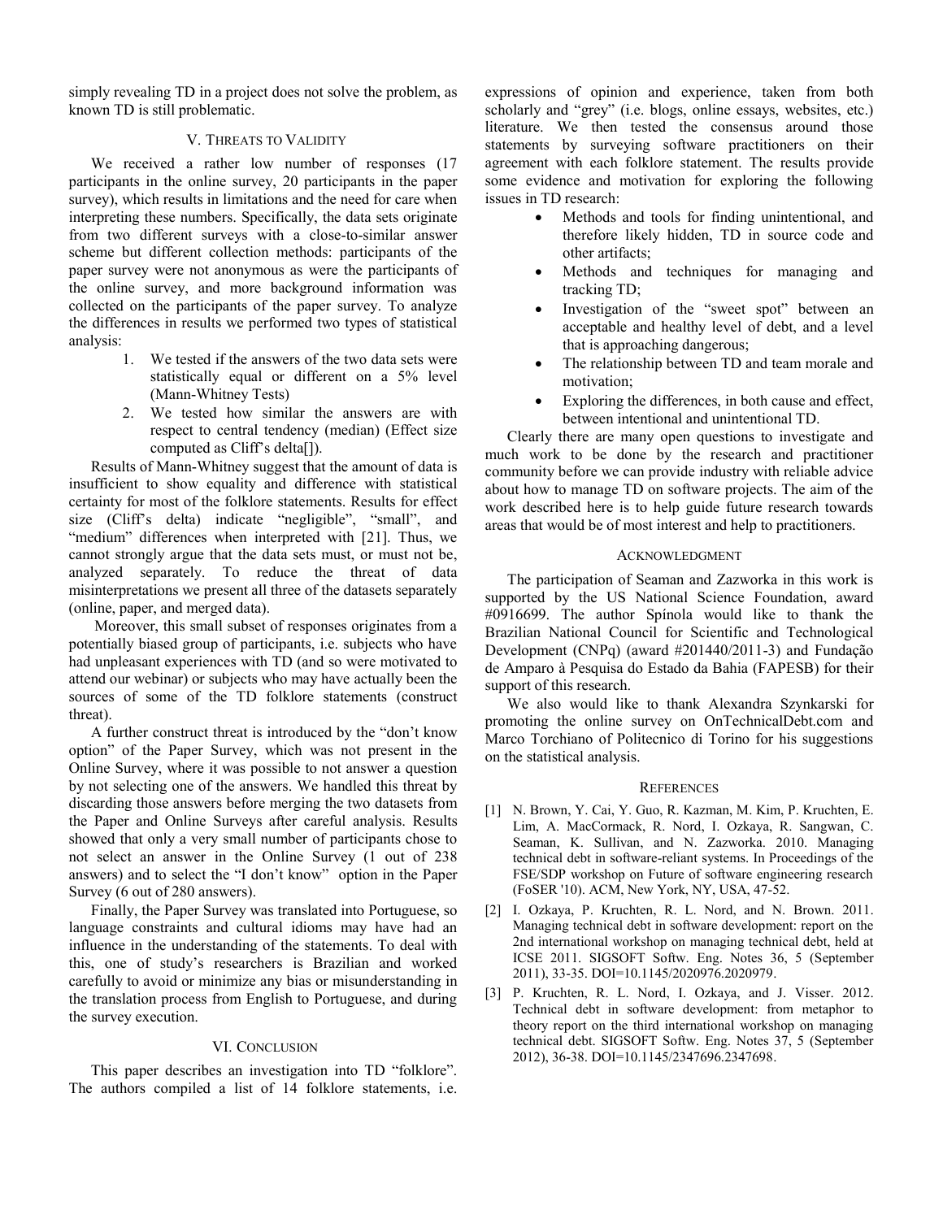simply revealing TD in a project does not solve the problem, as known TD is still problematic.

## V. Threats to Validity

We received a rather low number of responses (17 participants in the online survey, 20 participants in the paper survey), which results in limitations and the need for care when interpreting these numbers. Specifically, the data sets originate from two different surveys with a close-to-similar answer scheme but different collection methods: participants of the paper survey were not anonymous as were the participants of the online survey, and more background information was collected on the participants of the paper survey. To analyze the differences in results we performed two types of statistical analysis:

1. We tested if the answers of the two data sets were statistically equal or different on a 5% level (Mann-Whitney Tests)
2. We tested how similar the answers are with respect to central tendency (median) (Effect size computed as Cliff's delta[]).

Results of Mann-Whitney suggest that the amount of data is insufficient to show equality and difference with statistical certainty for most of the folklore statements. Results for effect size (Cliff's delta) indicate "negligible", "small", and "medium" differences when interpreted with [21]. Thus, we cannot strongly argue that the data sets must, or must not be, analyzed separately. To reduce the threat of data misinterpretations we present all three of the datasets separately (online, paper, and merged data).

Moreover, this small subset of responses originates from a potentially biased group of participants, i.e. subjects who have had unpleasant experiences with TD (and so were motivated to attend our webinar) or subjects who may have actually been the sources of some of the TD folklore statements (construct threat).

A further construct threat is introduced by the "don't know option" of the Paper Survey, which was not present in the Online Survey, where it was possible to not answer a question by not selecting one of the answers. We handled this threat by discarding those answers before merging the two datasets from the Paper and Online Surveys after careful analysis. Results showed that only a very small number of participants chose to not select an answer in the Online Survey (1 out of 238 answers) and to select the "I don't know" option in the Paper Survey (6 out of 280 answers).

Finally, the Paper Survey was translated into Portuguese, so language constraints and cultural idioms may have had an influence in the understanding of the statements. To deal with this, one of study's researchers is Brazilian and worked carefully to avoid or minimize any bias or misunderstanding in the translation process from English to Portuguese, and during the survey execution.

## VI. Conclusion

This paper describes an investigation into TD "folklore". The authors compiled a list of 14 folklore statements, i.e. expressions of opinion and experience, taken from both scholarly and "grey" (i.e. blogs, online essays, websites, etc.) literature. We then tested the consensus around those statements by surveying software practitioners on their agreement with each folklore statement. The results provide some evidence and motivation for exploring the following issues in TD research:

- Methods and tools for finding unintentional, and therefore likely hidden, TD in source code and other artifacts;
- Methods and techniques for managing and tracking TD;
- Investigation of the "sweet spot" between an acceptable and healthy level of debt, and a level that is approaching dangerous;
- The relationship between TD and team morale and motivation;
- Exploring the differences, in both cause and effect, between intentional and unintentional TD.

Clearly there are many open questions to investigate and much work to be done by the research and practitioner community before we can provide industry with reliable advice about how to manage TD on software projects. The aim of the work described here is to help guide future research towards areas that would be of most interest and help to practitioners.

## Acknowledgment

The participation of Seaman and Zazworka in this work is supported by the US National Science Foundation, award #0916699. The author Spínola would like to thank the Brazilian National Council for Scientific and Technological Development (CNPq) (award #201440/2011-3) and Fundação de Amparo à Pesquisa do Estado da Bahia (FAPESB) for their support of this research.

We also would like to thank Alexandra Szynkarski for promoting the online survey on OnTechnicalDebt.com and Marco Torchiano of Politecnico di Torino for his suggestions on the statistical analysis.

## References

[1] N. Brown, Y. Cai, Y. Guo, R. Kazman, M. Kim, P. Kruchten, E. Lim, A. MacCormack, R. Nord, I. Ozkaya, R. Sangwan, C. Seaman, K. Sullivan, and N. Zazworka. 2010. Managing technical debt in software-reliant systems. In Proceedings of the FSE/SDP workshop on Future of software engineering research (FoSER '10). ACM, New York, NY, USA, 47-52.

[2] I. Ozkaya, P. Kruchten, R. L. Nord, and N. Brown. 2011. Managing technical debt in software development: report on the 2nd international workshop on managing technical debt, held at ICSE 2011. SIGSOFT Softw. Eng. Notes 36, 5 (September 2011), 33-35. DOI=10.1145/2020976.2020979.

[3] P. Kruchten, R. L. Nord, I. Ozkaya, and J. Visser. 2012. Technical debt in software development: from metaphor to theory report on the third international workshop on managing technical debt. SIGSOFT Softw. Eng. Notes 37, 5 (September 2012), 36-38. DOI=10.1145/2347696.2347698.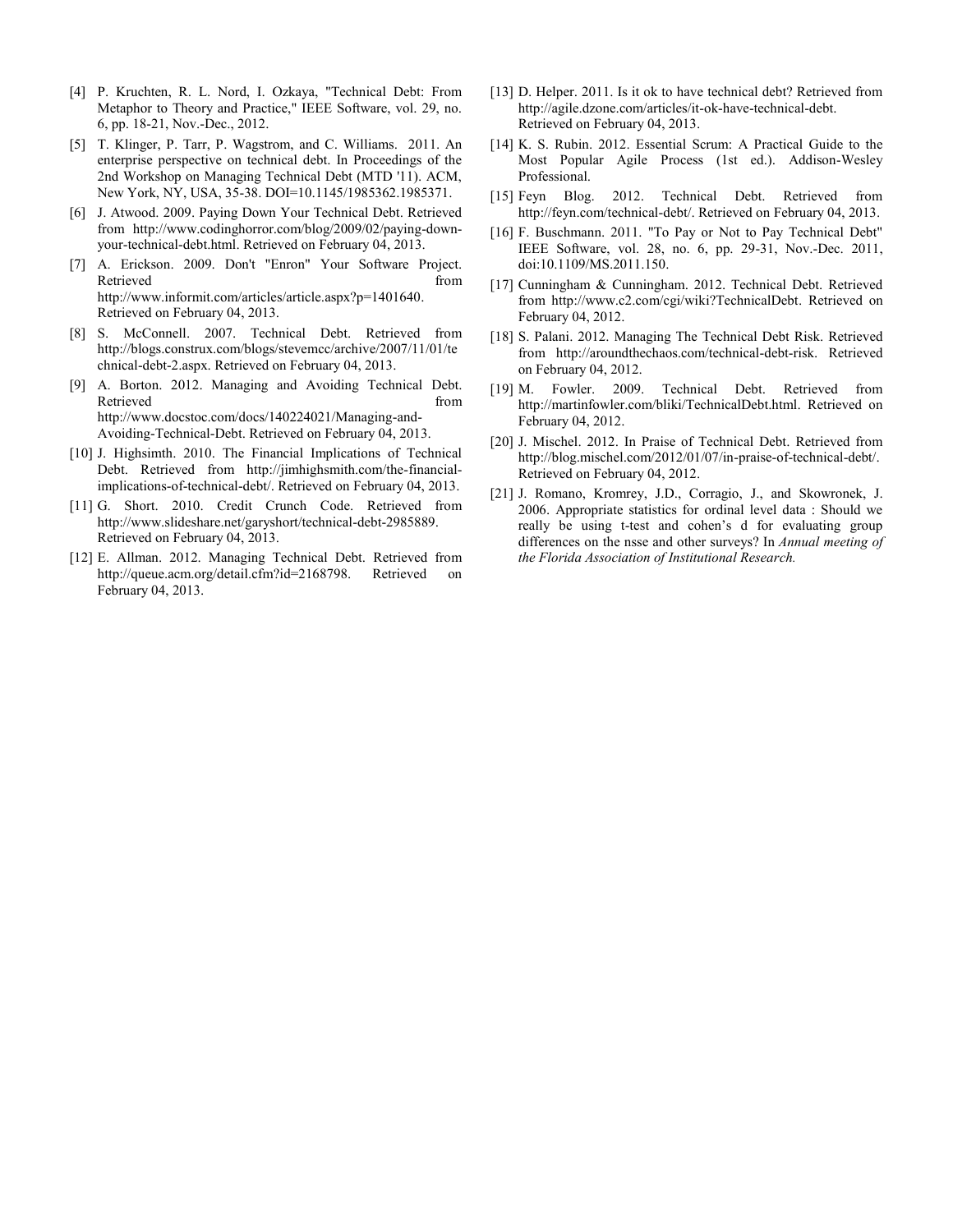[4] P. Kruchten, R. L. Nord, I. Ozkaya, "Technical Debt: From Metaphor to Theory and Practice," IEEE Software, vol. 29, no. 6, pp. 18-21, Nov.-Dec., 2012.

[5] T. Klinger, P. Tarr, P. Wagstrom, and C. Williams. 2011. An enterprise perspective on technical debt. In Proceedings of the 2nd Workshop on Managing Technical Debt (MTD '11). ACM, New York, NY, USA, 35-38. DOI=10.1145/1985362.1985371.

[6] J. Atwood. 2009. Paying Down Your Technical Debt. Retrieved from http://www.codinghorror.com/blog/2009/02/paying-down-your-technical-debt.html. Retrieved on February 04, 2013.

[7] A. Erickson. 2009. Don't "Enron" Your Software Project. Retrieved from http://www.informit.com/articles/article.aspx?p=1401640. Retrieved on February 04, 2013.

[8] S. McConnell. 2007. Technical Debt. Retrieved from http://blogs.construx.com/blogs/stevemcc/archive/2007/11/01/technical-debt-2.aspx. Retrieved on February 04, 2013.

[9] A. Borton. 2012. Managing and Avoiding Technical Debt. Retrieved from http://www.docstoc.com/docs/140224021/Managing-and-Avoiding-Technical-Debt. Retrieved on February 04, 2013.

[10] J. Highsimth. 2010. The Financial Implications of Technical Debt. Retrieved from http://jimhighsmith.com/the-financial-implications-of-technical-debt/. Retrieved on February 04, 2013.

[11] G. Short. 2010. Credit Crunch Code. Retrieved from http://www.slideshare.net/garyshort/technical-debt-2985889. Retrieved on February 04, 2013.

[12] E. Allman. 2012. Managing Technical Debt. Retrieved from http://queue.acm.org/detail.cfm?id=2168798. Retrieved on February 04, 2013.

[13] D. Helper. 2011. Is it ok to have technical debt? Retrieved from http://agile.dzone.com/articles/it-ok-have-technical-debt. Retrieved on February 04, 2013.

[14] K. S. Rubin. 2012. Essential Scrum: A Practical Guide to the Most Popular Agile Process (1st ed.). Addison-Wesley Professional.

[15] Feyn Blog. 2012. Technical Debt. Retrieved from http://feyn.com/technical-debt/. Retrieved on February 04, 2013.

[16] F. Buschmann. 2011. "To Pay or Not to Pay Technical Debt" IEEE Software, vol. 28, no. 6, pp. 29-31, Nov.-Dec. 2011, doi:10.1109/MS.2011.150.

[17] Cunningham & Cunningham. 2012. Technical Debt. Retrieved from http://www.c2.com/cgi/wiki?TechnicalDebt. Retrieved on February 04, 2012.

[18] S. Palani. 2012. Managing The Technical Debt Risk. Retrieved from http://aroundthechaos.com/technical-debt-risk. Retrieved on February 04, 2012.

[19] M. Fowler. 2009. Technical Debt. Retrieved from http://martinfowler.com/bliki/TechnicalDebt.html. Retrieved on February 04, 2012.

[20] J. Mischel. 2012. In Praise of Technical Debt. Retrieved from http://blog.mischel.com/2012/01/07/in-praise-of-technical-debt/. Retrieved on February 04, 2012.

[21] J. Romano, Kromrey, J.D., Corragio, J., and Skowronek, J. 2006. Appropriate statistics for ordinal level data : Should we really be using t-test and cohen's d for evaluating group differences on the nsse and other surveys? In *Annual meeting of the Florida Association of Institutional Research.*